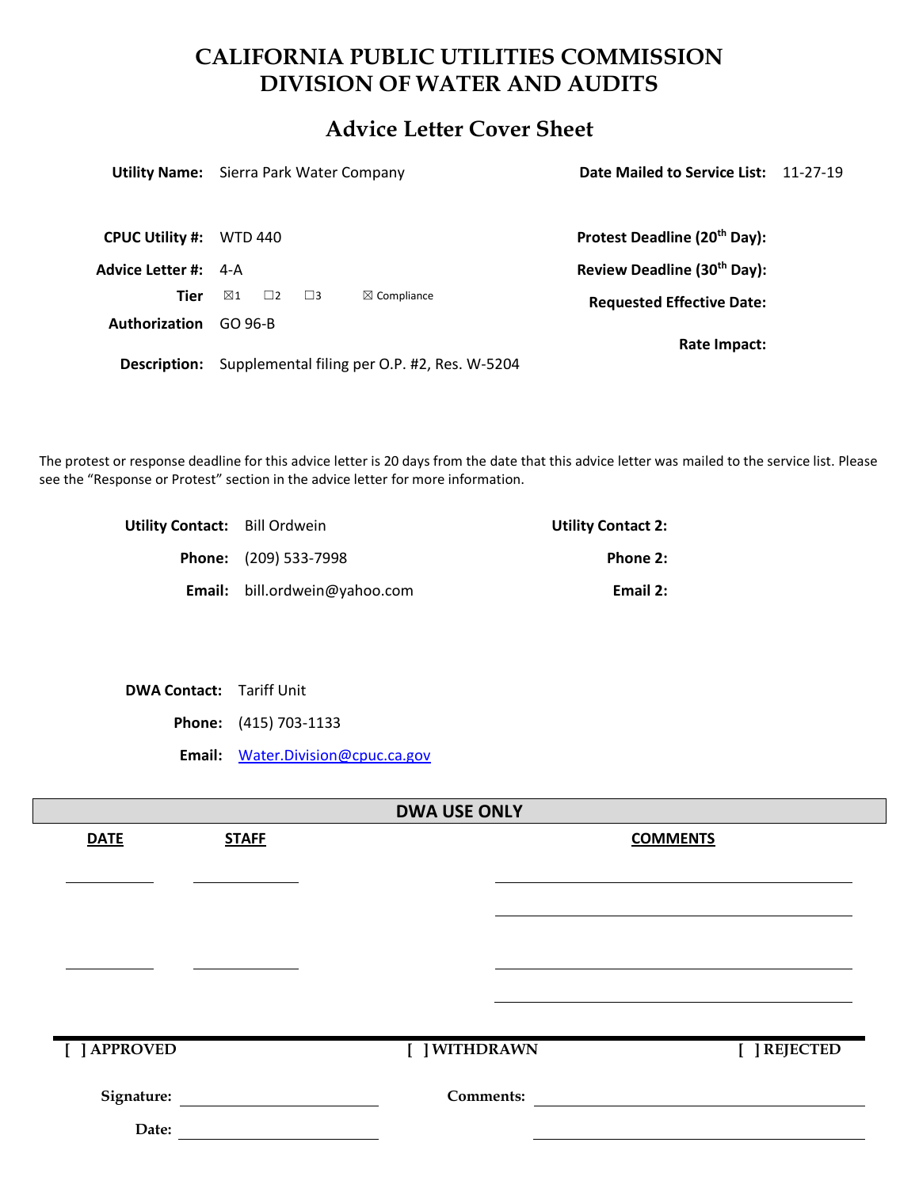# CALIFORNIA PUBLIC UTILITIES COMMISSION
# DIVISION OF WATER AND AUDITS

## Advice Letter Cover Sheet

**Utility Name:** Sierra Park Water Company

**Date Mailed to Service List:** 11-27-19

**CPUC Utility #:** WTD 440

**Protest Deadline (20th Day):**

**Advice Letter #:** 4-A

**Review Deadline (30th Day):**

**Tier** ☒1 ☐2 ☐3 ☒ Compliance

**Requested Effective Date:**

**Authorization** GO 96-B

**Rate Impact:**

**Description:** Supplemental filing per O.P. #2, Res. W-5204

The protest or response deadline for this advice letter is 20 days from the date that this advice letter was mailed to the service list. Please see the "Response or Protest" section in the advice letter for more information.

**Utility Contact:** Bill Ordwein

**Phone:** (209) 533-7998

**Email:** bill.ordwein@yahoo.com

**Utility Contact 2:**

**Phone 2:**

**Email 2:**

**DWA Contact:** Tariff Unit

**Phone:** (415) 703-1133

**Email:** Water.Division@cpuc.ca.gov

| DWA USE ONLY | | |
|---|---|---|
| **DATE** | **STAFF** | **COMMENTS** |
| | | |
| | | |

[ ] APPROVED [ ] WITHDRAWN [ ] REJECTED

**Signature:**

**Date:**

**Comments:**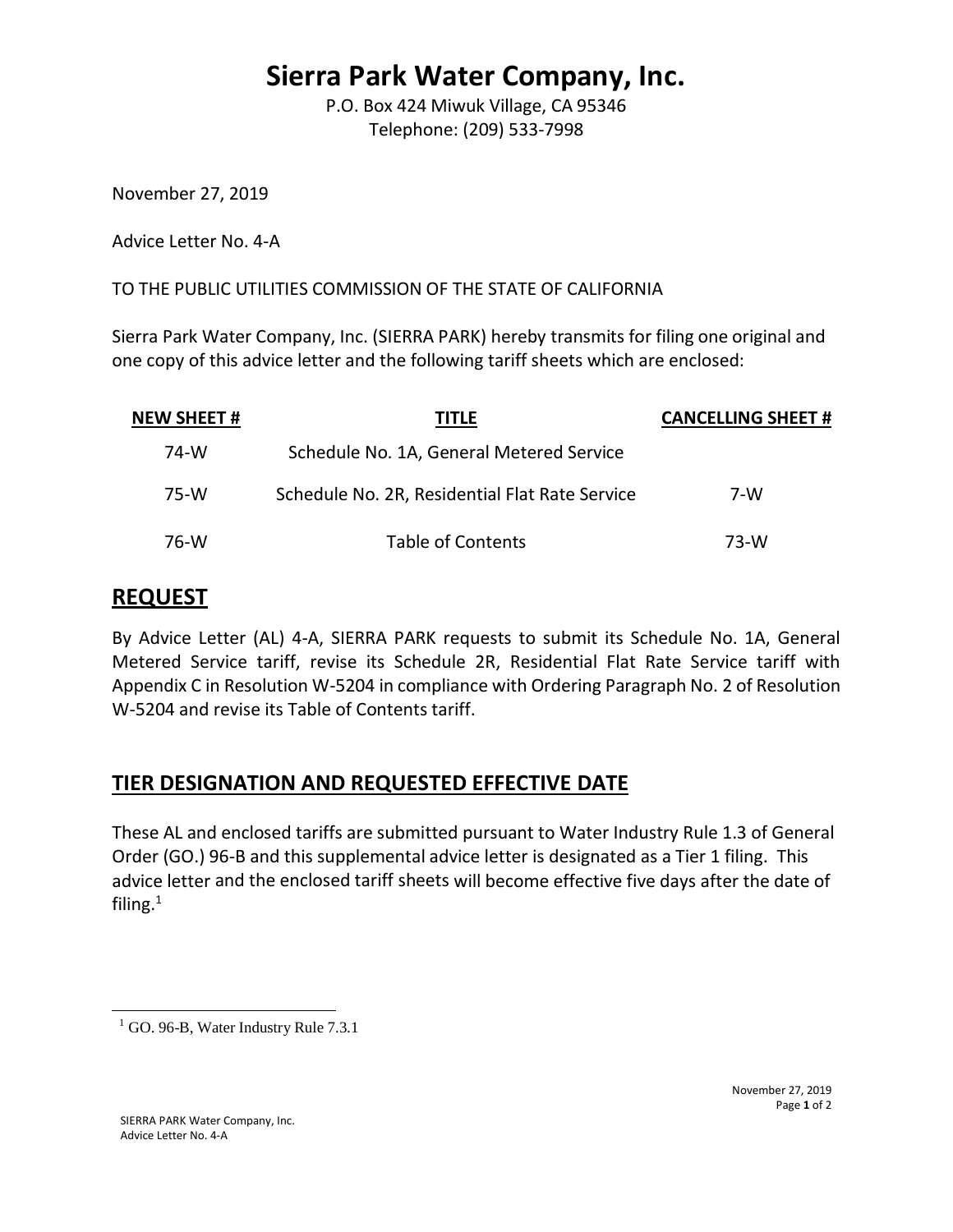# Sierra Park Water Company, Inc.

P.O. Box 424 Miwuk Village, CA 95346
Telephone: (209) 533-7998

November 27, 2019

Advice Letter No. 4-A

TO THE PUBLIC UTILITIES COMMISSION OF THE STATE OF CALIFORNIA

Sierra Park Water Company, Inc. (SIERRA PARK) hereby transmits for filing one original and one copy of this advice letter and the following tariff sheets which are enclosed:

| NEW SHEET # | TITLE | CANCELLING SHEET # |
|---|---|---|
| 74-W | Schedule No. 1A, General Metered Service | |
| 75-W | Schedule No. 2R, Residential Flat Rate Service | 7-W |
| 76-W | Table of Contents | 73-W |

## REQUEST

By Advice Letter (AL) 4-A, SIERRA PARK requests to submit its Schedule No. 1A, General Metered Service tariff, revise its Schedule 2R, Residential Flat Rate Service tariff with Appendix C in Resolution W-5204 in compliance with Ordering Paragraph No. 2 of Resolution W-5204 and revise its Table of Contents tariff.

## TIER DESIGNATION AND REQUESTED EFFECTIVE DATE

These AL and enclosed tariffs are submitted pursuant to Water Industry Rule 1.3 of General Order (GO.) 96-B and this supplemental advice letter is designated as a Tier 1 filing. This advice letter and the enclosed tariff sheets will become effective five days after the date of filing.[1]

[1] GO. 96-B, Water Industry Rule 7.3.1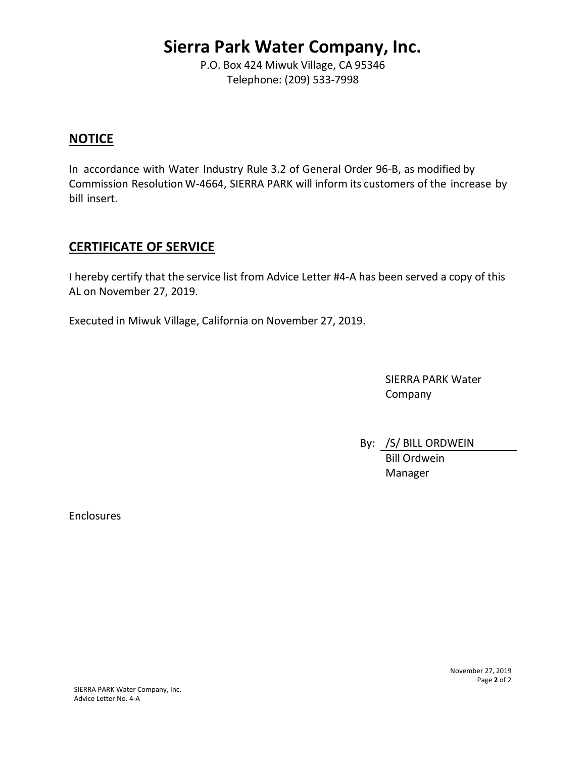# Sierra Park Water Company, Inc.

P.O. Box 424 Miwuk Village, CA 95346
Telephone: (209) 533-7998

## NOTICE

In accordance with Water Industry Rule 3.2 of General Order 96-B, as modified by Commission Resolution W-4664, SIERRA PARK will inform its customers of the increase by bill insert.

## CERTIFICATE OF SERVICE

I hereby certify that the service list from Advice Letter #4-A has been served a copy of this AL on November 27, 2019.

Executed in Miwuk Village, California on November 27, 2019.

SIERRA PARK Water Company

By: /S/ BILL ORDWEIN
Bill Ordwein
Manager

Enclosures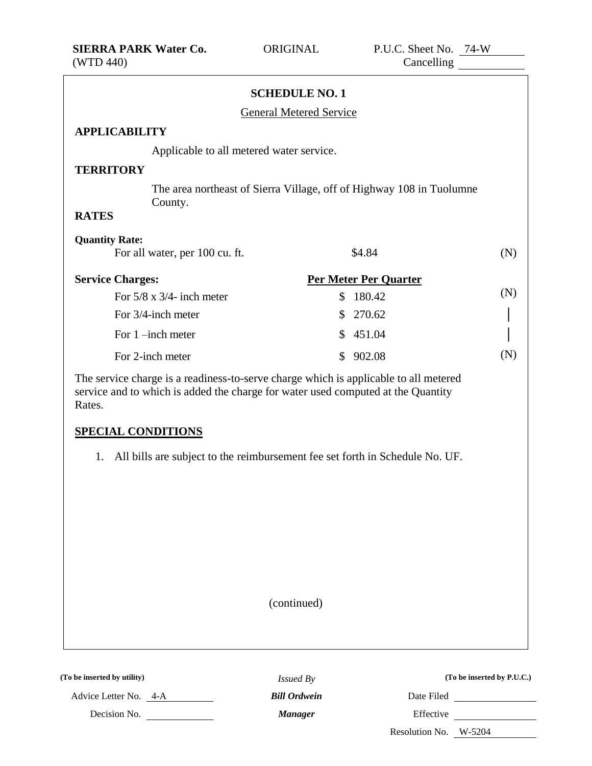**SIERRA PARK Water Co.** ORIGINAL P.U.C. Sheet No. 74-W
(WTD 440) Cancelling

## SCHEDULE NO. 1

General Metered Service

**APPLICABILITY**

Applicable to all metered water service.

**TERRITORY**

The area northeast of Sierra Village, off of Highway 108 in Tuolumne County.

**RATES**

| **Quantity Rate:** | | |
|---|---|---|
| For all water, per 100 cu. ft. | $4.84 | (N) |
| **Service Charges:** | **Per Meter Per Quarter** | |
| For 5/8 x 3/4- inch meter | $ 180.42 | (N) |
| For 3/4-inch meter | $ 270.62 | \| |
| For 1 –inch meter | $ 451.04 | \| |
| For 2-inch meter | $ 902.08 | (N) |

The service charge is a readiness-to-serve charge which is applicable to all metered service and to which is added the charge for water used computed at the Quantity Rates.

**SPECIAL CONDITIONS**

1. All bills are subject to the reimbursement fee set forth in Schedule No. UF.

(continued)

| (To be inserted by utility) | Issued By | (To be inserted by P.U.C.) |
|---|---|---|
| Advice Letter No. 4-A | ***Bill Ordwein*** | Date Filed |
| Decision No. | ***Manager*** | Effective |
| | | Resolution No. W-5204 |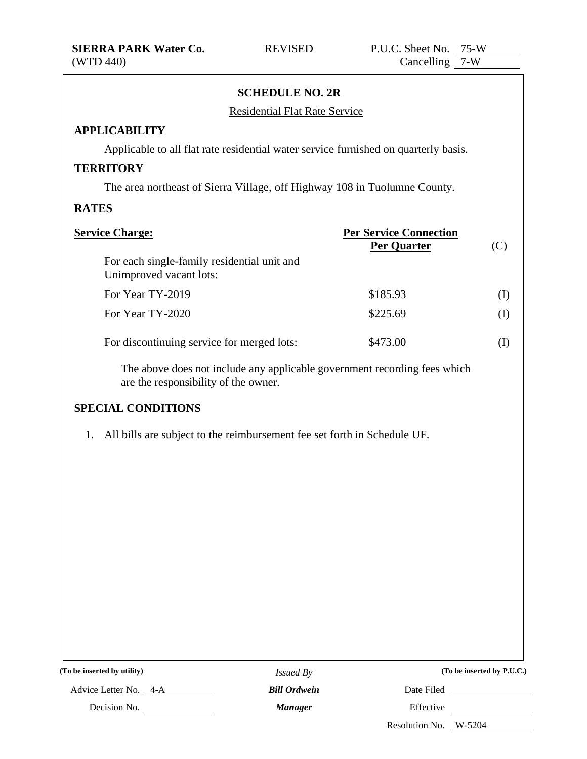**SIERRA PARK Water Co.** REVISED P.U.C. Sheet No. 75-W
(WTD 440) Cancelling 7-W

## SCHEDULE NO. 2R

Residential Flat Rate Service

**APPLICABILITY**

Applicable to all flat rate residential water service furnished on quarterly basis.

**TERRITORY**

The area northeast of Sierra Village, off Highway 108 in Tuolumne County.

**RATES**

| Service Charge: | Per Service Connection Per Quarter | (C) |
|---|---|---|
| For each single-family residential unit and Unimproved vacant lots: | | |
| For Year TY-2019 | $185.93 | (I) |
| For Year TY-2020 | $225.69 | (I) |
| For discontinuing service for merged lots: | $473.00 | (I) |

The above does not include any applicable government recording fees which are the responsibility of the owner.

**SPECIAL CONDITIONS**

1. All bills are subject to the reimbursement fee set forth in Schedule UF.

| (To be inserted by utility) | Issued By | (To be inserted by P.U.C.) |
|---|---|---|
| Advice Letter No. 4-A | ***Bill Ordwein*** | Date Filed |
| Decision No. | ***Manager*** | Effective |
| | | Resolution No. W-5204 |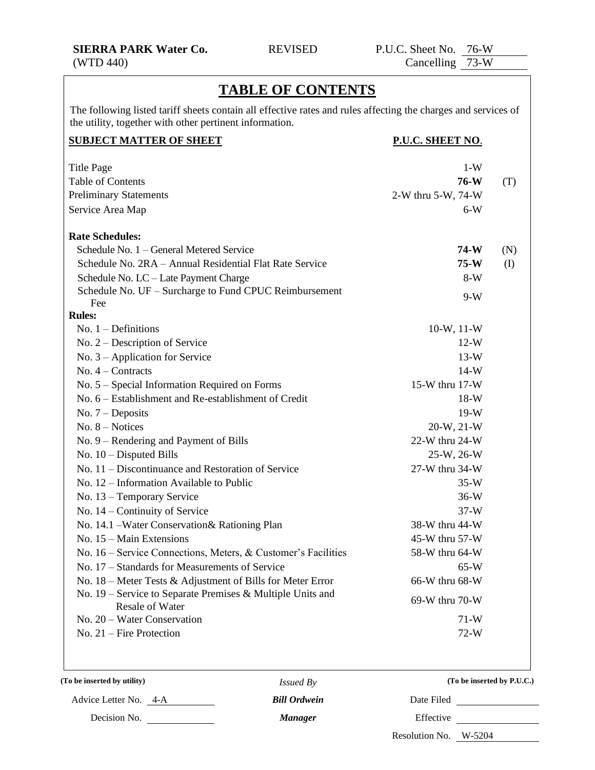**SIERRA PARK Water Co.**
(WTD 440)

REVISED

P.U.C. Sheet No. 76-W
Cancelling 73-W

# TABLE OF CONTENTS

The following listed tariff sheets contain all effective rates and rules affecting the charges and services of the utility, together with other pertinent information.

| SUBJECT MATTER OF SHEET | P.U.C. SHEET NO. | |
|---|---|---|
| Title Page | 1-W | |
| Table of Contents | **76-W** | (T) |
| Preliminary Statements | 2-W thru 5-W, 74-W | |
| Service Area Map | 6-W | |
| **Rate Schedules:** | | |
| Schedule No. 1 – General Metered Service | **74-W** | (N) |
| Schedule No. 2RA – Annual Residential Flat Rate Service | **75-W** | (I) |
| Schedule No. LC – Late Payment Charge | 8-W | |
| Schedule No. UF – Surcharge to Fund CPUC Reimbursement Fee | 9-W | |
| **Rules:** | | |
| No. 1 – Definitions | 10-W, 11-W | |
| No. 2 – Description of Service | 12-W | |
| No. 3 – Application for Service | 13-W | |
| No. 4 – Contracts | 14-W | |
| No. 5 – Special Information Required on Forms | 15-W thru 17-W | |
| No. 6 – Establishment and Re-establishment of Credit | 18-W | |
| No. 7 – Deposits | 19-W | |
| No. 8 – Notices | 20-W, 21-W | |
| No. 9 – Rendering and Payment of Bills | 22-W thru 24-W | |
| No. 10 – Disputed Bills | 25-W, 26-W | |
| No. 11 – Discontinuance and Restoration of Service | 27-W thru 34-W | |
| No. 12 – Information Available to Public | 35-W | |
| No. 13 – Temporary Service | 36-W | |
| No. 14 – Continuity of Service | 37-W | |
| No. 14.1 –Water Conservation& Rationing Plan | 38-W thru 44-W | |
| No. 15 – Main Extensions | 45-W thru 57-W | |
| No. 16 – Service Connections, Meters, & Customer's Facilities | 58-W thru 64-W | |
| No. 17 – Standards for Measurements of Service | 65-W | |
| No. 18 – Meter Tests & Adjustment of Bills for Meter Error | 66-W thru 68-W | |
| No. 19 – Service to Separate Premises & Multiple Units and Resale of Water | 69-W thru 70-W | |
| No. 20 – Water Conservation | 71-W | |
| No. 21 – Fire Protection | 72-W | |

| (To be inserted by utility) | *Issued By* | (To be inserted by P.U.C.) |
|---|---|---|
| Advice Letter No. 4-A | ***Bill Ordwein*** | Date Filed |
| Decision No. | ***Manager*** | Effective |
| | | Resolution No. W-5204 |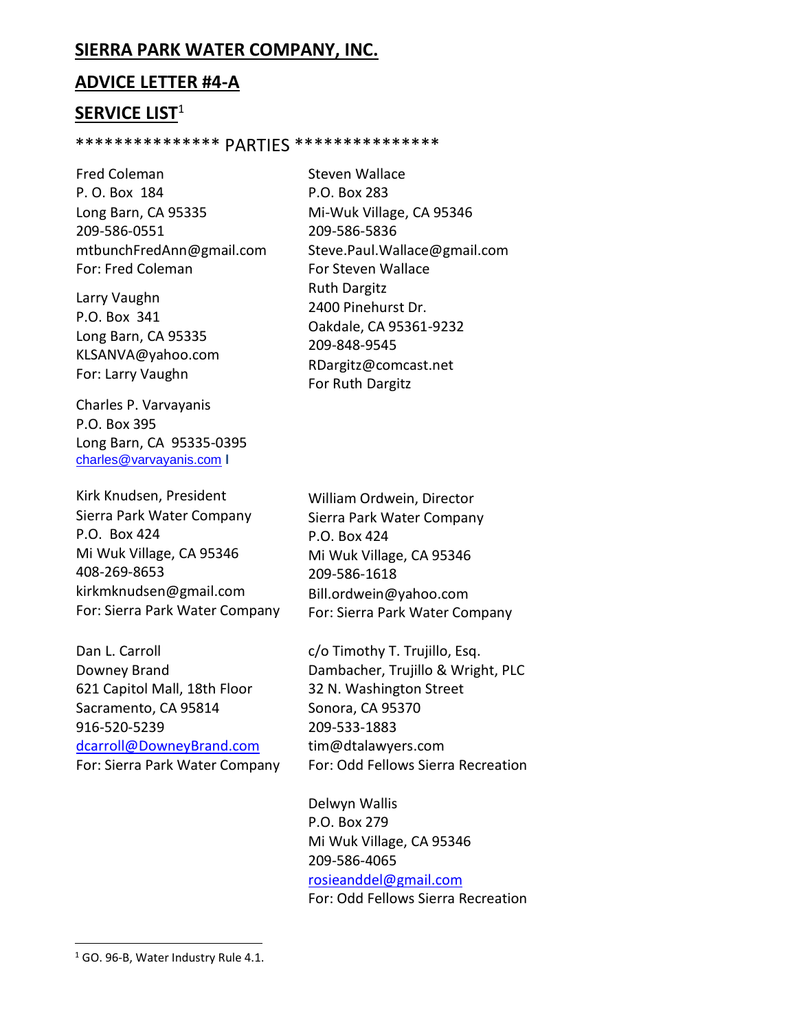**SIERRA PARK WATER COMPANY, INC.**

**ADVICE LETTER #4-A**

**SERVICE LIST**[1]

*************** PARTIES ***************

Fred Coleman
P. O. Box 184
Long Barn, CA 95335
209-586-0551
mtbunchFredAnn@gmail.com
For: Fred Coleman

Larry Vaughn
P.O. Box 341
Long Barn, CA 95335
KLSANVA@yahoo.com
For: Larry Vaughn

Charles P. Varvayanis
P.O. Box 395
Long Barn, CA 95335-0395
charles@varvayanis.com

Steven Wallace
P.O. Box 283
Mi-Wuk Village, CA 95346
209-586-5836
Steve.Paul.Wallace@gmail.com
For Steven Wallace

Ruth Dargitz
2400 Pinehurst Dr.
Oakdale, CA 95361-9232
209-848-9545
RDargitz@comcast.net
For Ruth Dargitz

Kirk Knudsen, President
Sierra Park Water Company
P.O. Box 424
Mi Wuk Village, CA 95346
408-269-8653
kirkmknudsen@gmail.com
For: Sierra Park Water Company

William Ordwein, Director
Sierra Park Water Company
P.O. Box 424
Mi Wuk Village, CA 95346
209-586-1618
Bill.ordwein@yahoo.com
For: Sierra Park Water Company

Dan L. Carroll
Downey Brand
621 Capitol Mall, 18th Floor
Sacramento, CA 95814
916-520-5239
dcarroll@DowneyBrand.com
For: Sierra Park Water Company

c/o Timothy T. Trujillo, Esq.
Dambacher, Trujillo & Wright, PLC
32 N. Washington Street
Sonora, CA 95370
209-533-1883
tim@dtalawyers.com
For: Odd Fellows Sierra Recreation

Delwyn Wallis
P.O. Box 279
Mi Wuk Village, CA 95346
209-586-4065
rosieanddel@gmail.com
For: Odd Fellows Sierra Recreation

---

[1] GO. 96-B, Water Industry Rule 4.1.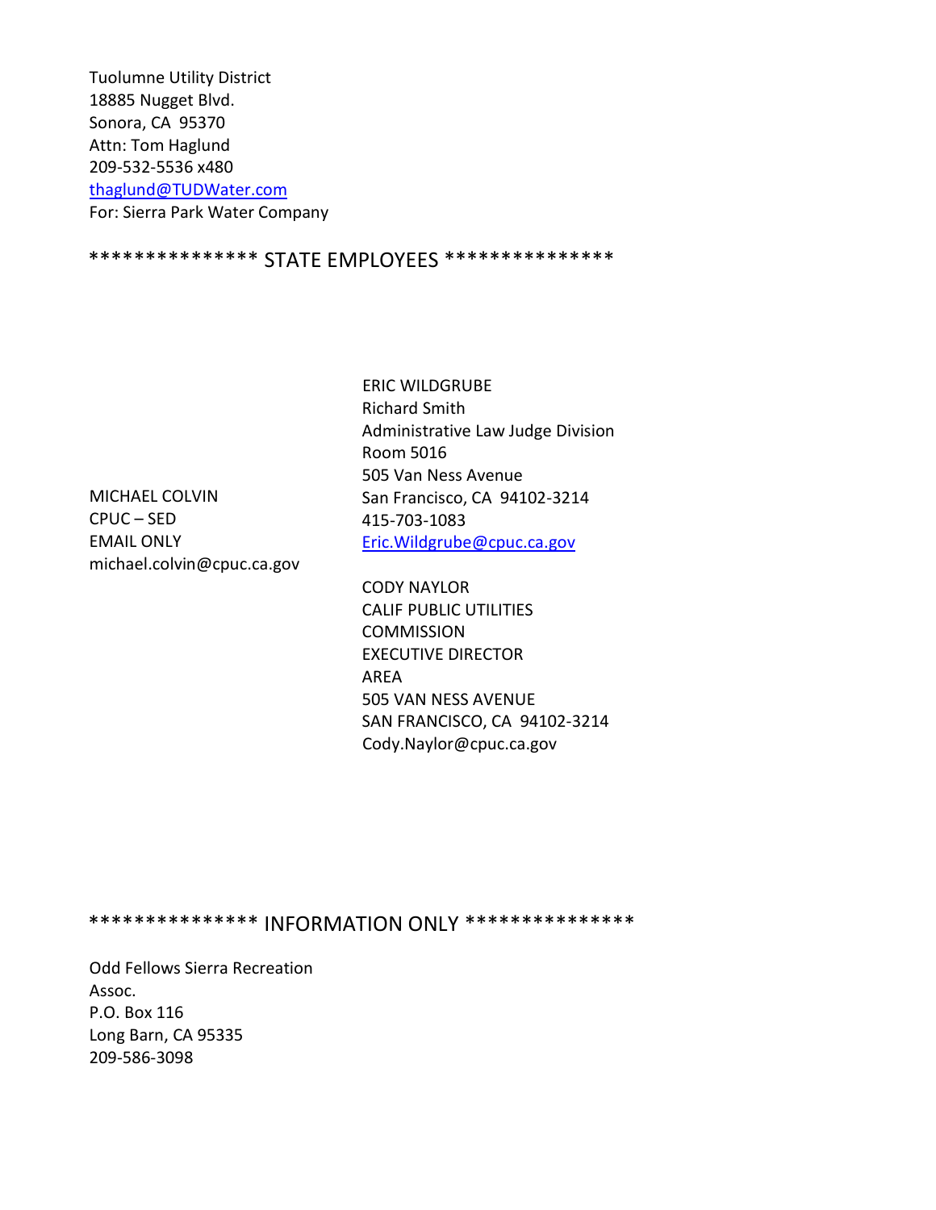Tuolumne Utility District
18885 Nugget Blvd.
Sonora, CA 95370
Attn: Tom Haglund
209-532-5536 x480
thaglund@TUDWater.com
For: Sierra Park Water Company

*************** STATE EMPLOYEES ***************

MICHAEL COLVIN
CPUC – SED
EMAIL ONLY
michael.colvin@cpuc.ca.gov

ERIC WILDGRUBE
Richard Smith
Administrative Law Judge Division
Room 5016
505 Van Ness Avenue
San Francisco, CA 94102-3214
415-703-1083
Eric.Wildgrube@cpuc.ca.gov

CODY NAYLOR
CALIF PUBLIC UTILITIES
COMMISSION
EXECUTIVE DIRECTOR
AREA
505 VAN NESS AVENUE
SAN FRANCISCO, CA 94102-3214
Cody.Naylor@cpuc.ca.gov

*************** INFORMATION ONLY ***************

Odd Fellows Sierra Recreation
Assoc.
P.O. Box 116
Long Barn, CA 95335
209-586-3098